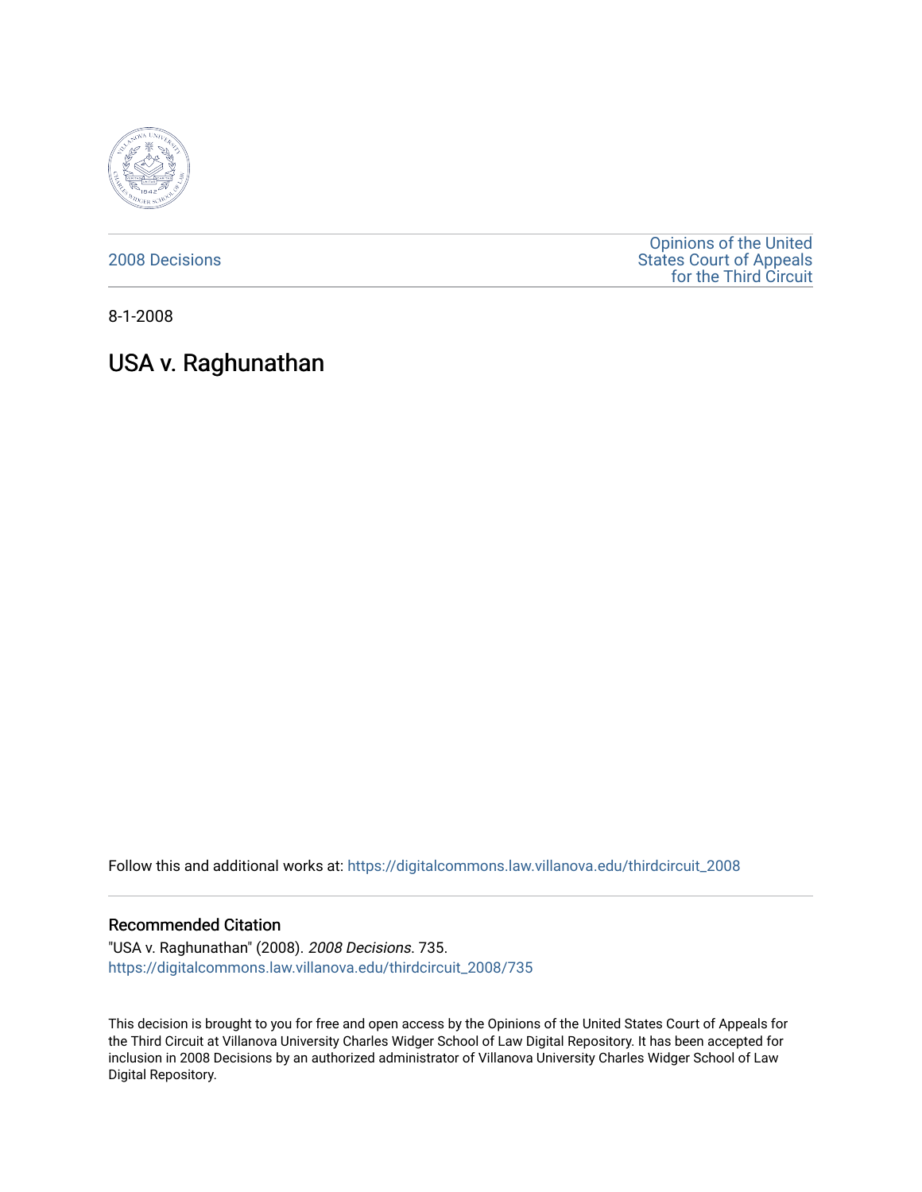2008 Decisions

Opinions of the United States Court of Appeals for the Third Circuit

8-1-2008

# USA v. Raghunathan

Follow this and additional works at: https://digitalcommons.law.villanova.edu/thirdcircuit_2008

## Recommended Citation

"USA v. Raghunathan" (2008). *2008 Decisions*. 735.
https://digitalcommons.law.villanova.edu/thirdcircuit_2008/735

This decision is brought to you for free and open access by the Opinions of the United States Court of Appeals for the Third Circuit at Villanova University Charles Widger School of Law Digital Repository. It has been accepted for inclusion in 2008 Decisions by an authorized administrator of Villanova University Charles Widger School of Law Digital Repository.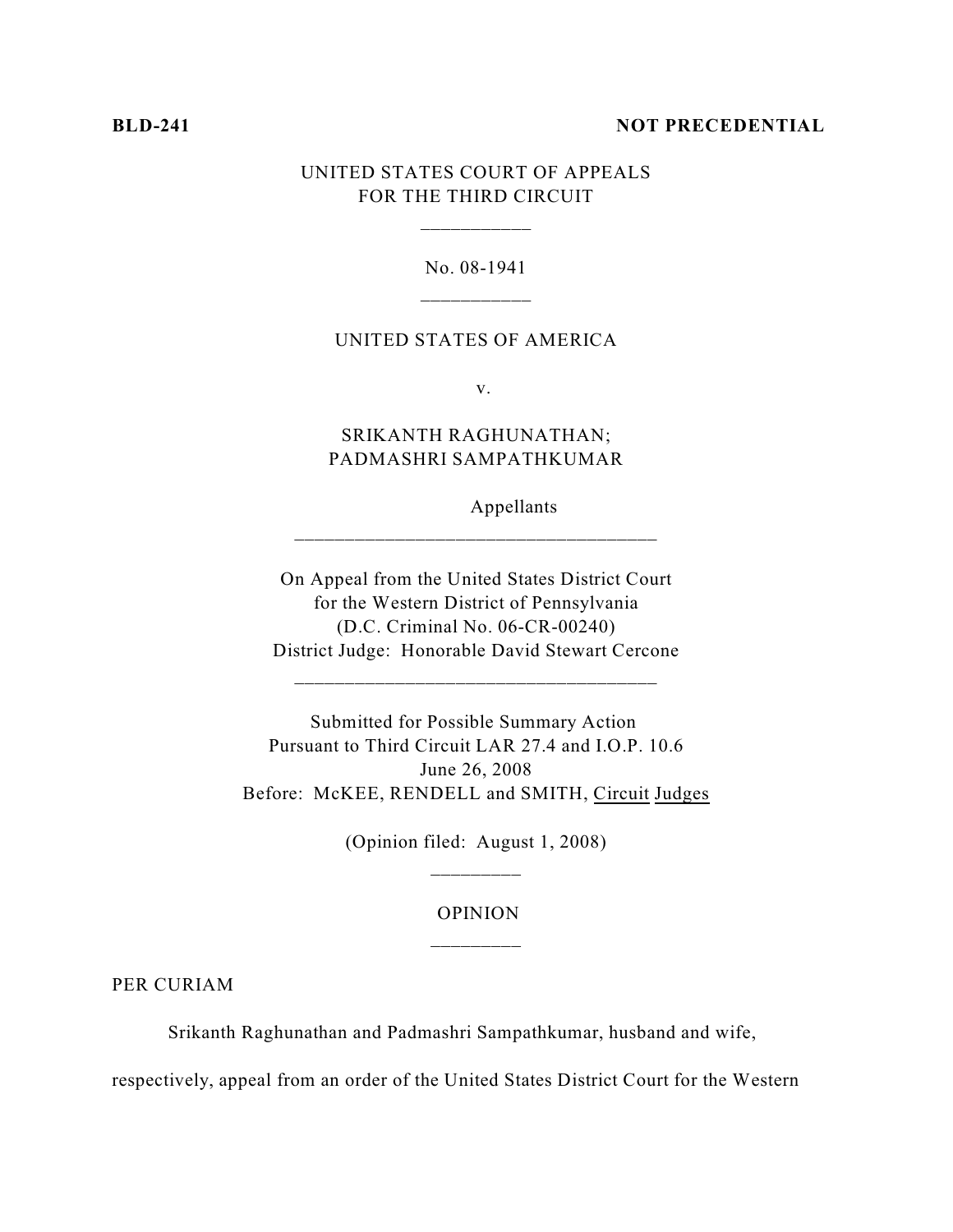**BLD-241** **NOT PRECEDENTIAL**

UNITED STATES COURT OF APPEALS
FOR THE THIRD CIRCUIT

No. 08-1941

UNITED STATES OF AMERICA

v.

SRIKANTH RAGHUNATHAN;
PADMASHRI SAMPATHKUMAR

Appellants

On Appeal from the United States District Court
for the Western District of Pennsylvania
(D.C. Criminal No. 06-CR-00240)
District Judge: Honorable David Stewart Cercone

Submitted for Possible Summary Action
Pursuant to Third Circuit LAR 27.4 and I.O.P. 10.6
June 26, 2008
Before: McKEE, RENDELL and SMITH, Circuit Judges

(Opinion filed: August 1, 2008)

OPINION

PER CURIAM

Srikanth Raghunathan and Padmashri Sampathkumar, husband and wife, respectively, appeal from an order of the United States District Court for the Western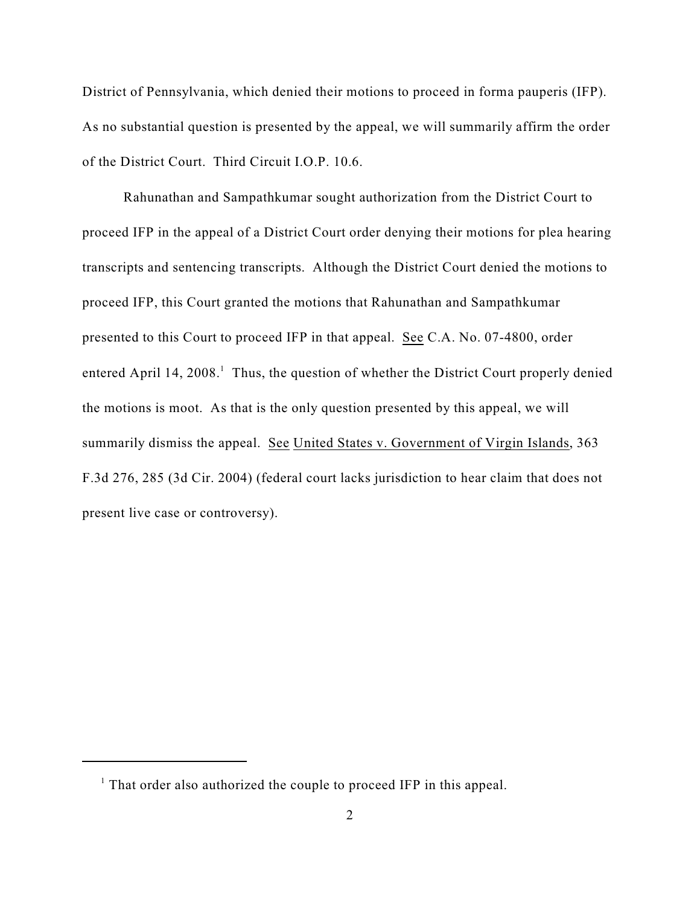District of Pennsylvania, which denied their motions to proceed in forma pauperis (IFP). As no substantial question is presented by the appeal, we will summarily affirm the order of the District Court. Third Circuit I.O.P. 10.6.

Rahunathan and Sampathkumar sought authorization from the District Court to proceed IFP in the appeal of a District Court order denying their motions for plea hearing transcripts and sentencing transcripts. Although the District Court denied the motions to proceed IFP, this Court granted the motions that Rahunathan and Sampathkumar presented to this Court to proceed IFP in that appeal. See C.A. No. 07-4800, order entered April 14, 2008.[1] Thus, the question of whether the District Court properly denied the motions is moot. As that is the only question presented by this appeal, we will summarily dismiss the appeal. See United States v. Government of Virgin Islands, 363 F.3d 276, 285 (3d Cir. 2004) (federal court lacks jurisdiction to hear claim that does not present live case or controversy).

---

[1] That order also authorized the couple to proceed IFP in this appeal.